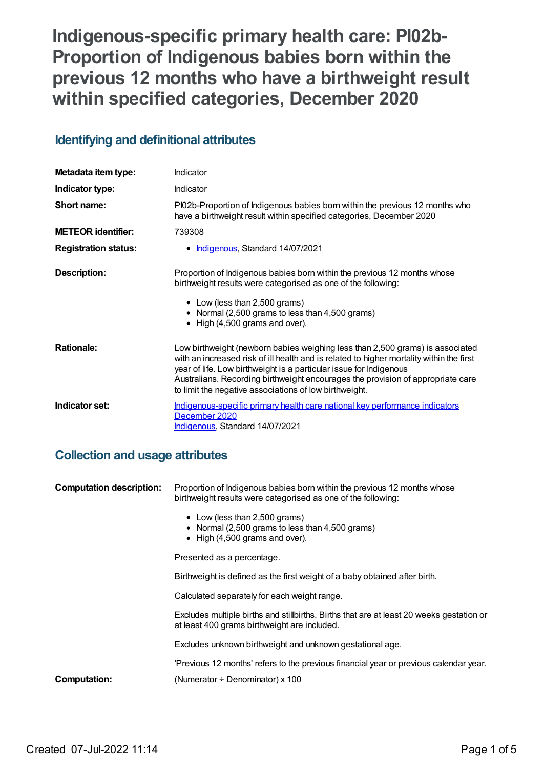# Indigenous-specific primary health care: PI02b-Proportion of Indigenous babies born within the previous 12 months who have a birthweight result within specified categories, December 2020

## Identifying and definitional attributes

| | |
|---|---|
| **Metadata item type:** | Indicator |
| **Indicator type:** | Indicator |
| **Short name:** | PI02b-Proportion of Indigenous babies born within the previous 12 months who have a birthweight result within specified categories, December 2020 |
| **METEOR identifier:** | 739308 |
| **Registration status:** | • Indigenous, Standard 14/07/2021 |
| **Description:** | Proportion of Indigenous babies born within the previous 12 months whose birthweight results were categorised as one of the following:<br>• Low (less than 2,500 grams)<br>• Normal (2,500 grams to less than 4,500 grams)<br>• High (4,500 grams and over). |
| **Rationale:** | Low birthweight (newborn babies weighing less than 2,500 grams) is associated with an increased risk of ill health and is related to higher mortality within the first year of life. Low birthweight is a particular issue for Indigenous Australians. Recording birthweight encourages the provision of appropriate care to limit the negative associations of low birthweight. |
| **Indicator set:** | Indigenous-specific primary health care national key performance indicators December 2020<br>Indigenous, Standard 14/07/2021 |

## Collection and usage attributes

| | |
|---|---|
| **Computation description:** | Proportion of Indigenous babies born within the previous 12 months whose birthweight results were categorised as one of the following:<br>• Low (less than 2,500 grams)<br>• Normal (2,500 grams to less than 4,500 grams)<br>• High (4,500 grams and over).<br><br>Presented as a percentage.<br><br>Birthweight is defined as the first weight of a baby obtained after birth.<br><br>Calculated separately for each weight range.<br><br>Excludes multiple births and stillbirths. Births that are at least 20 weeks gestation or at least 400 grams birthweight are included.<br><br>Excludes unknown birthweight and unknown gestational age.<br><br>'Previous 12 months' refers to the previous financial year or previous calendar year. |
| **Computation:** | (Numerator ÷ Denominator) x 100 |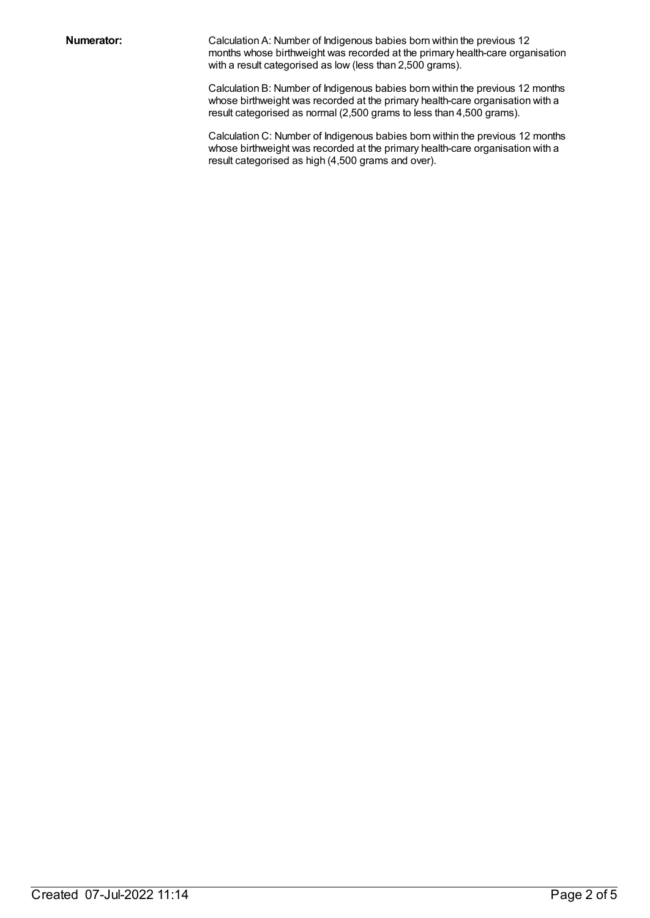**Numerator:**

Calculation A: Number of Indigenous babies born within the previous 12 months whose birthweight was recorded at the primary health-care organisation with a result categorised as low (less than 2,500 grams).

Calculation B: Number of Indigenous babies born within the previous 12 months whose birthweight was recorded at the primary health-care organisation with a result categorised as normal (2,500 grams to less than 4,500 grams).

Calculation C: Number of Indigenous babies born within the previous 12 months whose birthweight was recorded at the primary health-care organisation with a result categorised as high (4,500 grams and over).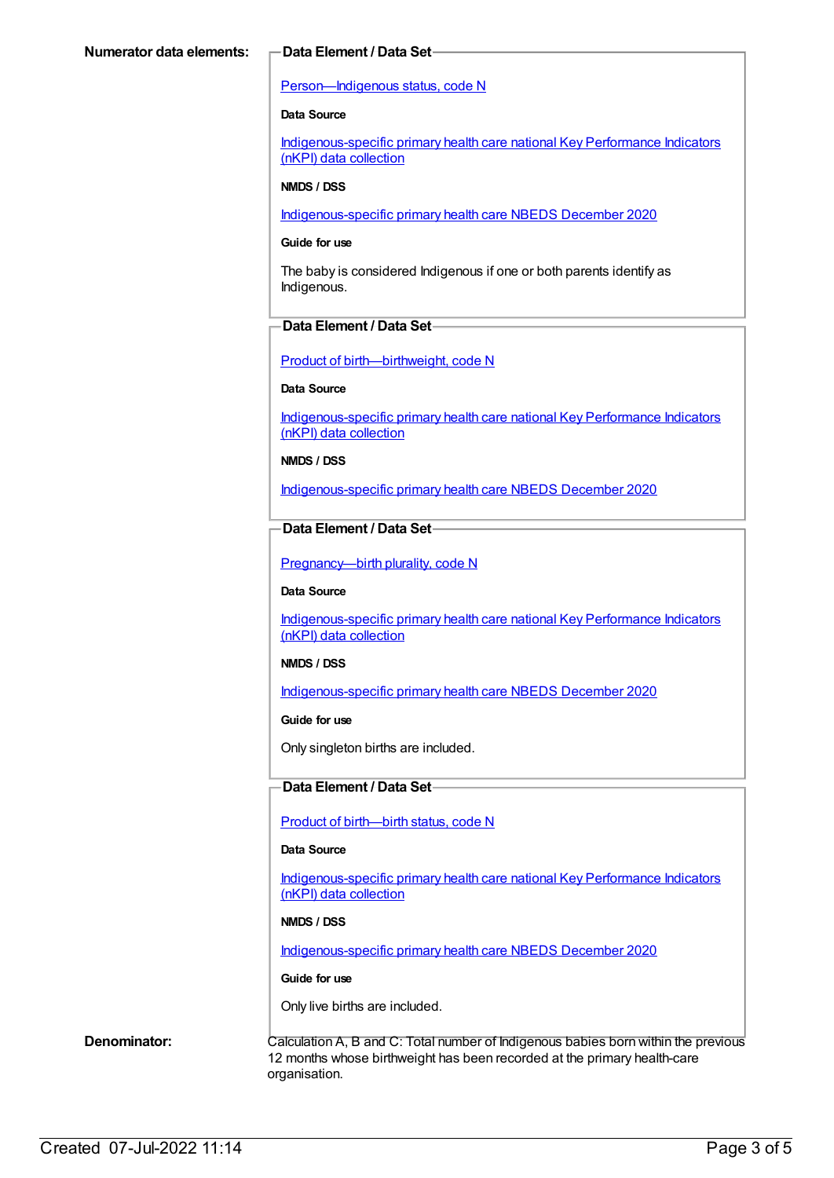**Numerator data elements:**

**Data Element / Data Set**

Person—Indigenous status, code N

**Data Source**

Indigenous-specific primary health care national Key Performance Indicators (nKPI) data collection

**NMDS / DSS**

Indigenous-specific primary health care NBEDS December 2020

**Guide for use**

The baby is considered Indigenous if one or both parents identify as Indigenous.

**Data Element / Data Set**

Product of birth—birthweight, code N

**Data Source**

Indigenous-specific primary health care national Key Performance Indicators (nKPI) data collection

**NMDS / DSS**

Indigenous-specific primary health care NBEDS December 2020

**Data Element / Data Set**

Pregnancy—birth plurality, code N

**Data Source**

Indigenous-specific primary health care national Key Performance Indicators (nKPI) data collection

**NMDS / DSS**

Indigenous-specific primary health care NBEDS December 2020

**Guide for use**

Only singleton births are included.

**Data Element / Data Set**

Product of birth—birth status, code N

**Data Source**

Indigenous-specific primary health care national Key Performance Indicators (nKPI) data collection

**NMDS / DSS**

Indigenous-specific primary health care NBEDS December 2020

**Guide for use**

Only live births are included.

**Denominator:**

Calculation A, B and C: Total number of Indigenous babies born within the previous 12 months whose birthweight has been recorded at the primary health-care organisation.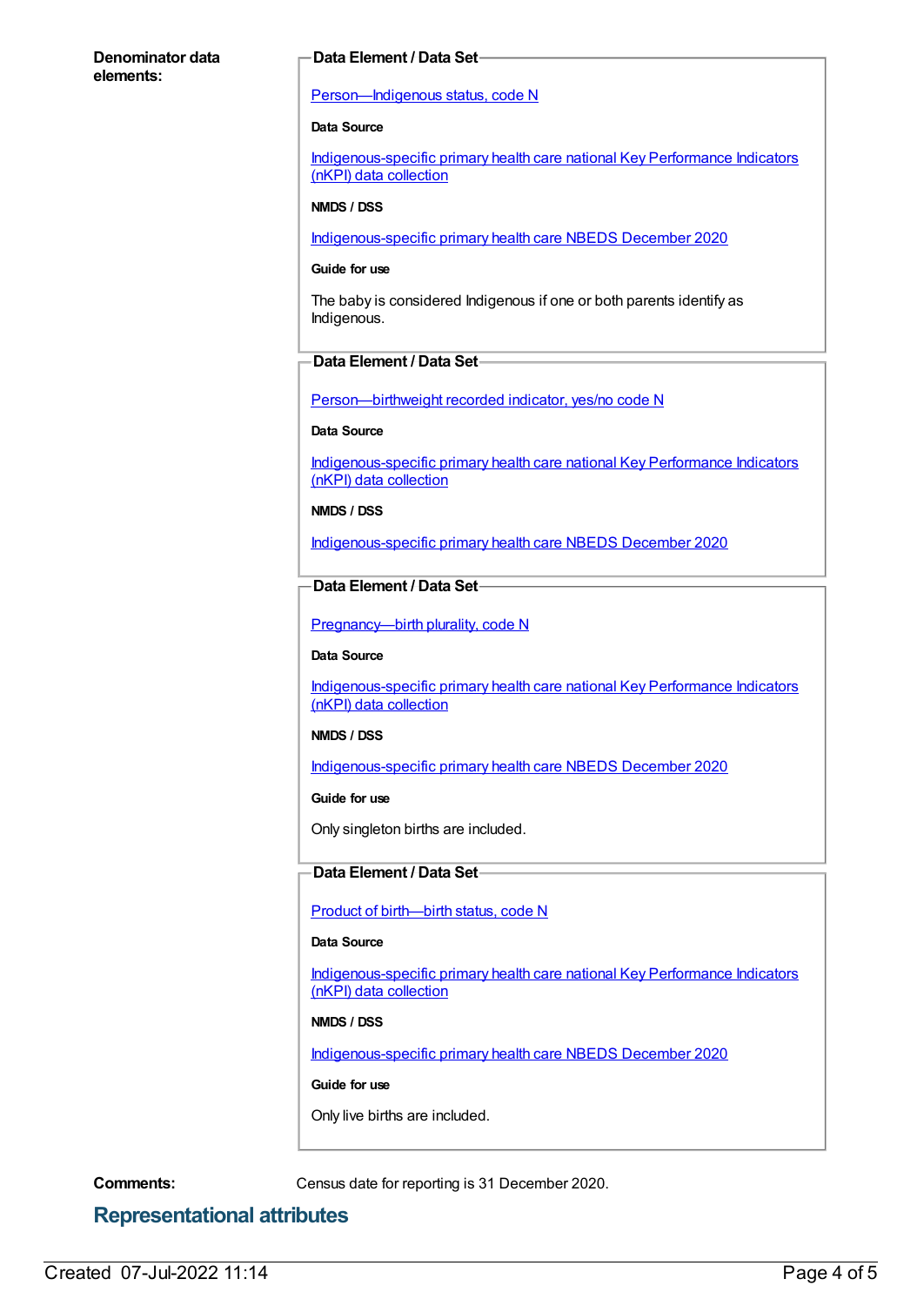**Denominator data elements:**

**Data Element / Data Set**

[Person—Indigenous status, code N]

**Data Source**

[Indigenous-specific primary health care national Key Performance Indicators (nKPI) data collection]

**NMDS / DSS**

[Indigenous-specific primary health care NBEDS December 2020]

**Guide for use**

The baby is considered Indigenous if one or both parents identify as Indigenous.

**Data Element / Data Set**

[Person—birthweight recorded indicator, yes/no code N]

**Data Source**

[Indigenous-specific primary health care national Key Performance Indicators (nKPI) data collection]

**NMDS / DSS**

[Indigenous-specific primary health care NBEDS December 2020]

**Data Element / Data Set**

[Pregnancy—birth plurality, code N]

**Data Source**

[Indigenous-specific primary health care national Key Performance Indicators (nKPI) data collection]

**NMDS / DSS**

[Indigenous-specific primary health care NBEDS December 2020]

**Guide for use**

Only singleton births are included.

**Data Element / Data Set**

[Product of birth—birth status, code N]

**Data Source**

[Indigenous-specific primary health care national Key Performance Indicators (nKPI) data collection]

**NMDS / DSS**

[Indigenous-specific primary health care NBEDS December 2020]

**Guide for use**

Only live births are included.

**Comments:** Census date for reporting is 31 December 2020.

## Representational attributes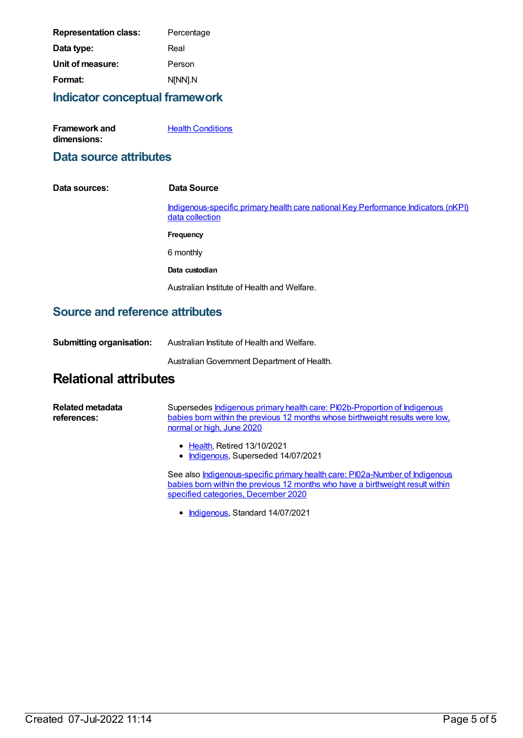**Representation class:** Percentage

**Data type:** Real

**Unit of measure:** Person

**Format:** N[NN].N

## Indicator conceptual framework

**Framework and dimensions:** Health Conditions

## Data source attributes

**Data sources:**

**Data Source**

Indigenous-specific primary health care national Key Performance Indicators (nKPI) data collection

**Frequency**

6 monthly

**Data custodian**

Australian Institute of Health and Welfare.

## Source and reference attributes

**Submitting organisation:** Australian Institute of Health and Welfare.

Australian Government Department of Health.

# Relational attributes

**Related metadata references:**

Supersedes Indigenous primary health care: PI02b-Proportion of Indigenous babies born within the previous 12 months whose birthweight results were low, normal or high, June 2020

- Health, Retired 13/10/2021
- Indigenous, Superseded 14/07/2021

See also Indigenous-specific primary health care: PI02a-Number of Indigenous babies born within the previous 12 months who have a birthweight result within specified categories, December 2020

- Indigenous, Standard 14/07/2021